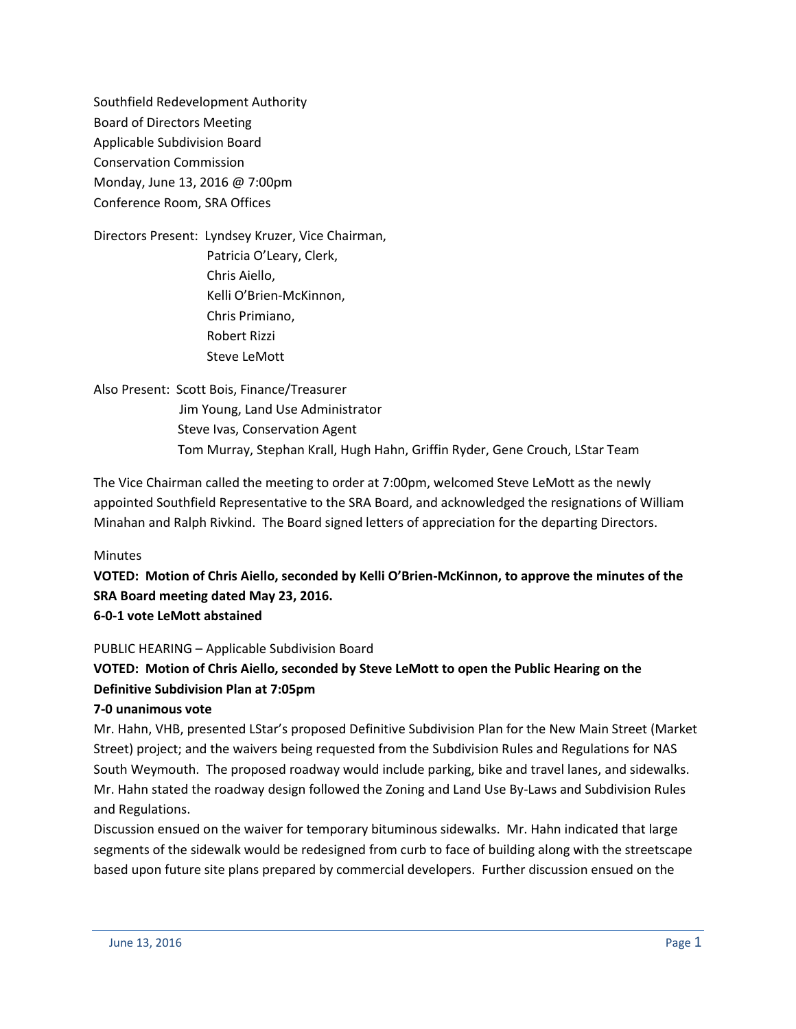Southfield Redevelopment Authority
Board of Directors Meeting
Applicable Subdivision Board
Conservation Commission
Monday, June 13, 2016 @ 7:00pm
Conference Room, SRA Offices

Directors Present: Lyndsey Kruzer, Vice Chairman,
Patricia O'Leary, Clerk,
Chris Aiello,
Kelli O'Brien-McKinnon,
Chris Primiano,
Robert Rizzi
Steve LeMott

Also Present: Scott Bois, Finance/Treasurer
Jim Young, Land Use Administrator
Steve Ivas, Conservation Agent
Tom Murray, Stephan Krall, Hugh Hahn, Griffin Ryder, Gene Crouch, LStar Team

The Vice Chairman called the meeting to order at 7:00pm, welcomed Steve LeMott as the newly appointed Southfield Representative to the SRA Board, and acknowledged the resignations of William Minahan and Ralph Rivkind. The Board signed letters of appreciation for the departing Directors.

Minutes

**VOTED: Motion of Chris Aiello, seconded by Kelli O'Brien-McKinnon, to approve the minutes of the SRA Board meeting dated May 23, 2016.**
**6-0-1 vote LeMott abstained**

PUBLIC HEARING – Applicable Subdivision Board

**VOTED: Motion of Chris Aiello, seconded by Steve LeMott to open the Public Hearing on the Definitive Subdivision Plan at 7:05pm**
**7-0 unanimous vote**

Mr. Hahn, VHB, presented LStar's proposed Definitive Subdivision Plan for the New Main Street (Market Street) project; and the waivers being requested from the Subdivision Rules and Regulations for NAS South Weymouth. The proposed roadway would include parking, bike and travel lanes, and sidewalks. Mr. Hahn stated the roadway design followed the Zoning and Land Use By-Laws and Subdivision Rules and Regulations.

Discussion ensued on the waiver for temporary bituminous sidewalks. Mr. Hahn indicated that large segments of the sidewalk would be redesigned from curb to face of building along with the streetscape based upon future site plans prepared by commercial developers. Further discussion ensued on the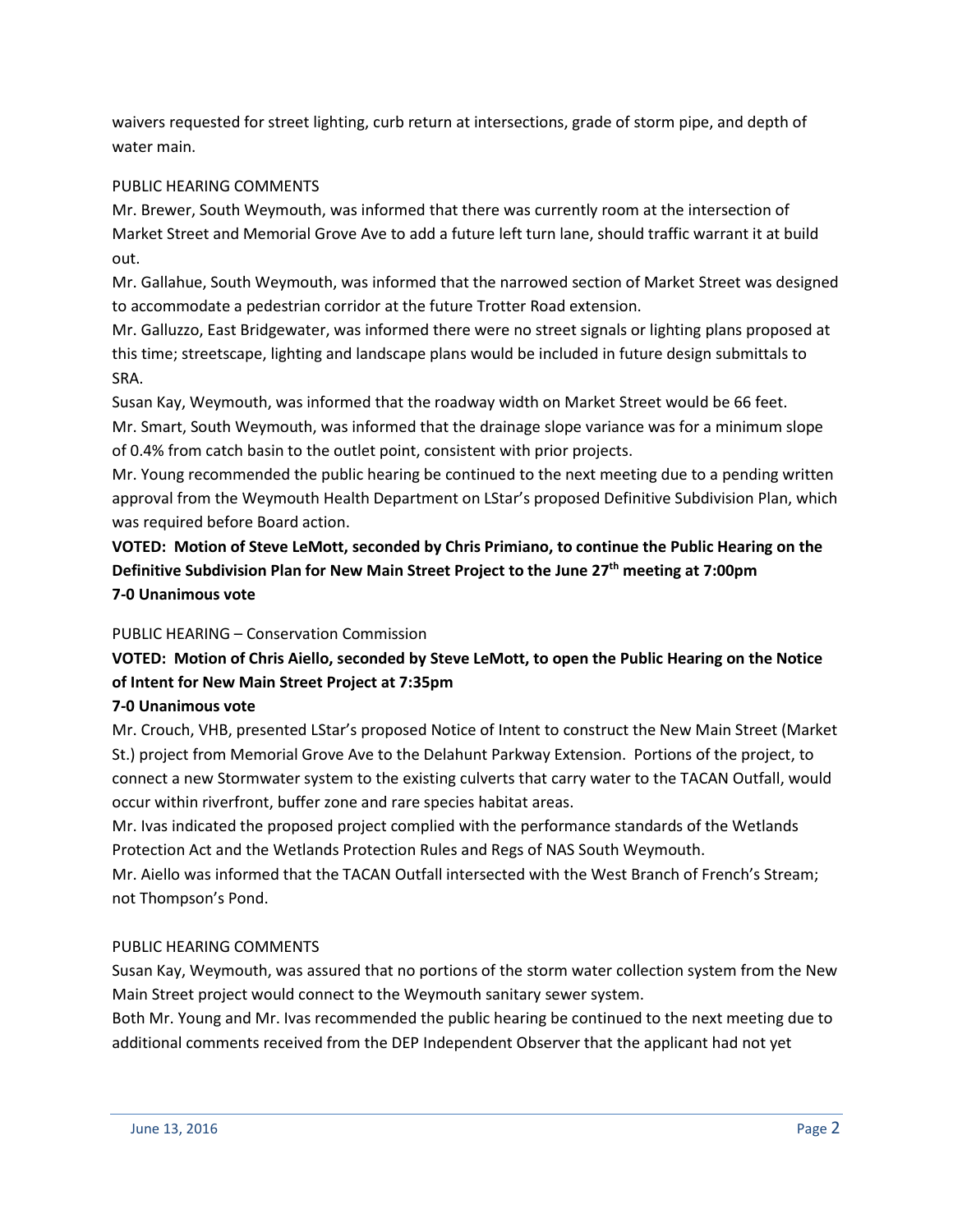waivers requested for street lighting, curb return at intersections, grade of storm pipe, and depth of water main.

PUBLIC HEARING COMMENTS

Mr. Brewer, South Weymouth, was informed that there was currently room at the intersection of Market Street and Memorial Grove Ave to add a future left turn lane, should traffic warrant it at build out.

Mr. Gallahue, South Weymouth, was informed that the narrowed section of Market Street was designed to accommodate a pedestrian corridor at the future Trotter Road extension.

Mr. Galluzzo, East Bridgewater, was informed there were no street signals or lighting plans proposed at this time; streetscape, lighting and landscape plans would be included in future design submittals to SRA.

Susan Kay, Weymouth, was informed that the roadway width on Market Street would be 66 feet.

Mr. Smart, South Weymouth, was informed that the drainage slope variance was for a minimum slope of 0.4% from catch basin to the outlet point, consistent with prior projects.

Mr. Young recommended the public hearing be continued to the next meeting due to a pending written approval from the Weymouth Health Department on LStar's proposed Definitive Subdivision Plan, which was required before Board action.

**VOTED: Motion of Steve LeMott, seconded by Chris Primiano, to continue the Public Hearing on the Definitive Subdivision Plan for New Main Street Project to the June 27th meeting at 7:00pm**
**7-0 Unanimous vote**

PUBLIC HEARING – Conservation Commission

**VOTED: Motion of Chris Aiello, seconded by Steve LeMott, to open the Public Hearing on the Notice of Intent for New Main Street Project at 7:35pm**
**7-0 Unanimous vote**

Mr. Crouch, VHB, presented LStar's proposed Notice of Intent to construct the New Main Street (Market St.) project from Memorial Grove Ave to the Delahunt Parkway Extension. Portions of the project, to connect a new Stormwater system to the existing culverts that carry water to the TACAN Outfall, would occur within riverfront, buffer zone and rare species habitat areas.

Mr. Ivas indicated the proposed project complied with the performance standards of the Wetlands Protection Act and the Wetlands Protection Rules and Regs of NAS South Weymouth.

Mr. Aiello was informed that the TACAN Outfall intersected with the West Branch of French's Stream; not Thompson's Pond.

PUBLIC HEARING COMMENTS

Susan Kay, Weymouth, was assured that no portions of the storm water collection system from the New Main Street project would connect to the Weymouth sanitary sewer system.

Both Mr. Young and Mr. Ivas recommended the public hearing be continued to the next meeting due to additional comments received from the DEP Independent Observer that the applicant had not yet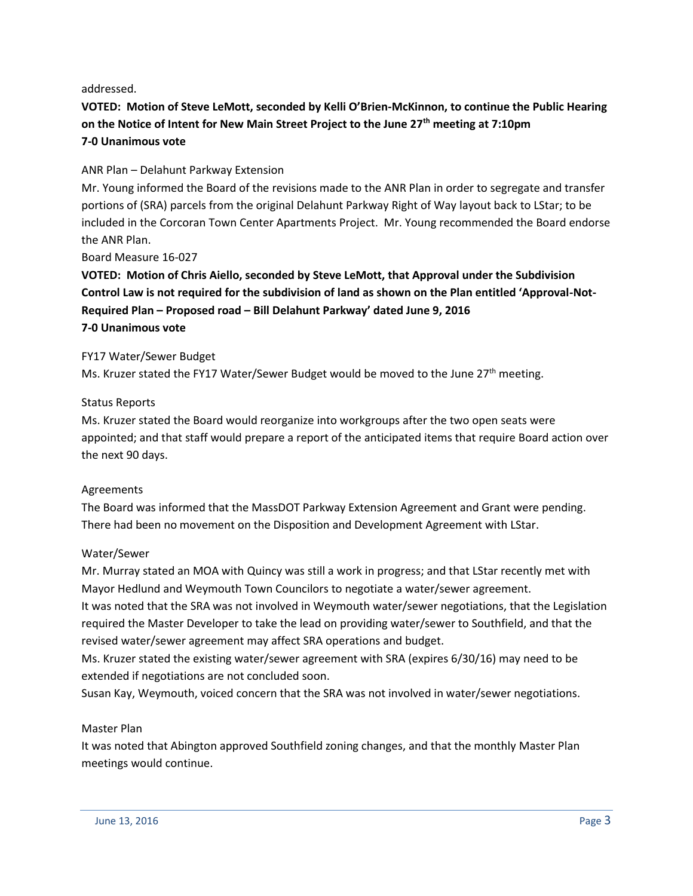addressed.

**VOTED: Motion of Steve LeMott, seconded by Kelli O'Brien-McKinnon, to continue the Public Hearing on the Notice of Intent for New Main Street Project to the June 27th meeting at 7:10pm**
**7-0 Unanimous vote**

ANR Plan – Delahunt Parkway Extension

Mr. Young informed the Board of the revisions made to the ANR Plan in order to segregate and transfer portions of (SRA) parcels from the original Delahunt Parkway Right of Way layout back to LStar; to be included in the Corcoran Town Center Apartments Project. Mr. Young recommended the Board endorse the ANR Plan.

Board Measure 16-027

**VOTED: Motion of Chris Aiello, seconded by Steve LeMott, that Approval under the Subdivision Control Law is not required for the subdivision of land as shown on the Plan entitled 'Approval-Not-Required Plan – Proposed road – Bill Delahunt Parkway' dated June 9, 2016**
**7-0 Unanimous vote**

FY17 Water/Sewer Budget

Ms. Kruzer stated the FY17 Water/Sewer Budget would be moved to the June 27th meeting.

Status Reports

Ms. Kruzer stated the Board would reorganize into workgroups after the two open seats were appointed; and that staff would prepare a report of the anticipated items that require Board action over the next 90 days.

Agreements

The Board was informed that the MassDOT Parkway Extension Agreement and Grant were pending. There had been no movement on the Disposition and Development Agreement with LStar.

Water/Sewer

Mr. Murray stated an MOA with Quincy was still a work in progress; and that LStar recently met with Mayor Hedlund and Weymouth Town Councilors to negotiate a water/sewer agreement.

It was noted that the SRA was not involved in Weymouth water/sewer negotiations, that the Legislation required the Master Developer to take the lead on providing water/sewer to Southfield, and that the revised water/sewer agreement may affect SRA operations and budget.

Ms. Kruzer stated the existing water/sewer agreement with SRA (expires 6/30/16) may need to be extended if negotiations are not concluded soon.

Susan Kay, Weymouth, voiced concern that the SRA was not involved in water/sewer negotiations.

Master Plan

It was noted that Abington approved Southfield zoning changes, and that the monthly Master Plan meetings would continue.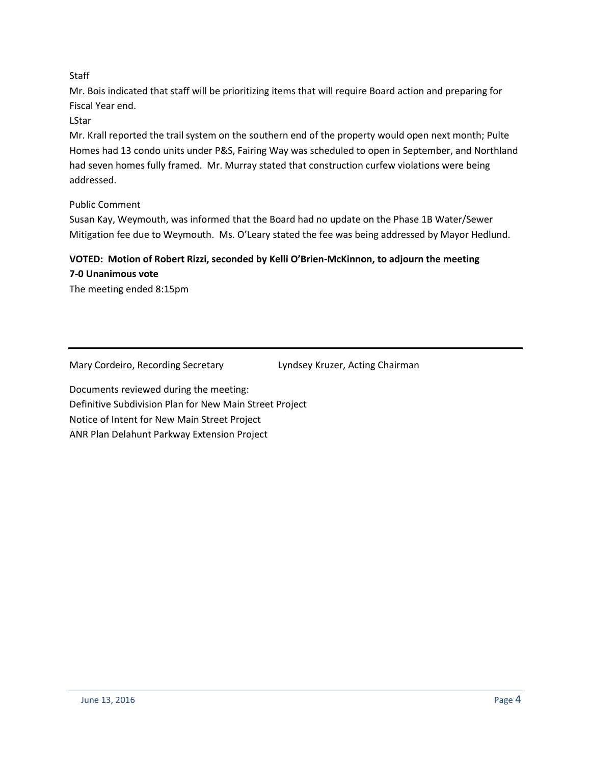Staff

Mr. Bois indicated that staff will be prioritizing items that will require Board action and preparing for Fiscal Year end.

LStar

Mr. Krall reported the trail system on the southern end of the property would open next month; Pulte Homes had 13 condo units under P&S, Fairing Way was scheduled to open in September, and Northland had seven homes fully framed. Mr. Murray stated that construction curfew violations were being addressed.

Public Comment

Susan Kay, Weymouth, was informed that the Board had no update on the Phase 1B Water/Sewer Mitigation fee due to Weymouth. Ms. O'Leary stated the fee was being addressed by Mayor Hedlund.

**VOTED: Motion of Robert Rizzi, seconded by Kelli O'Brien-McKinnon, to adjourn the meeting**
**7-0 Unanimous vote**

The meeting ended 8:15pm

---

Mary Cordeiro, Recording Secretary　　　　Lyndsey Kruzer, Acting Chairman

Documents reviewed during the meeting:
Definitive Subdivision Plan for New Main Street Project
Notice of Intent for New Main Street Project
ANR Plan Delahunt Parkway Extension Project